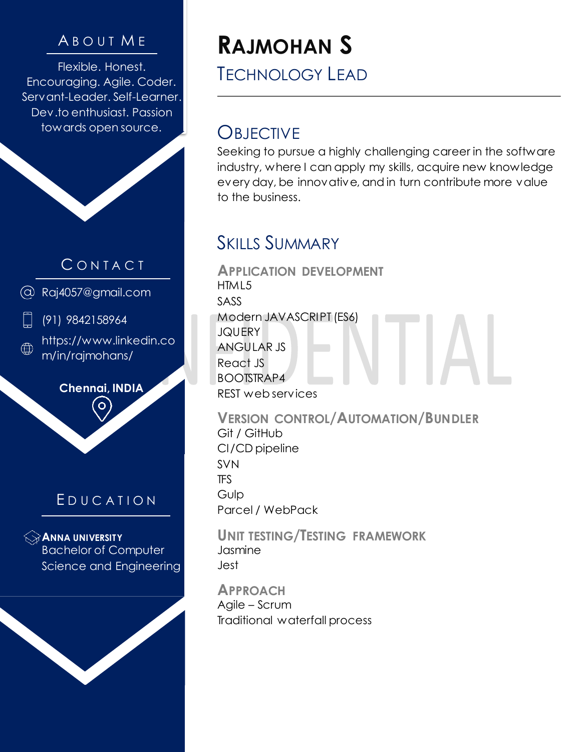# Rajmohan S

## Technology Lead

## About Me

Flexible. Honest. Encouraging. Agile. Coder. Servant-Leader. Self-Learner. Dev.to enthusiast. Passion towards open source.

## Contact

Raj4057@gmail.com

(91) 9842158964

https://www.linkedin.com/in/rajmohans/

**Chennai, INDIA**

## Education

**Anna University**
Bachelor of Computer Science and Engineering

## Objective

Seeking to pursue a highly challenging career in the software industry, where I can apply my skills, acquire new knowledge every day, be innovative, and in turn contribute more value to the business.

## Skills Summary

### Application development

HTML5
SASS
Modern JAVASCRIPT (ES6)
JQUERY
ANGULAR JS
React JS
BOOTSTRAP4
REST web services

### Version control/Automation/Bundler

Git / GitHub
CI/CD pipeline
SVN
TFS
Gulp
Parcel / WebPack

### Unit testing/Testing framework

Jasmine
Jest

### Approach

Agile – Scrum
Traditional waterfall process

CONFIDENTIAL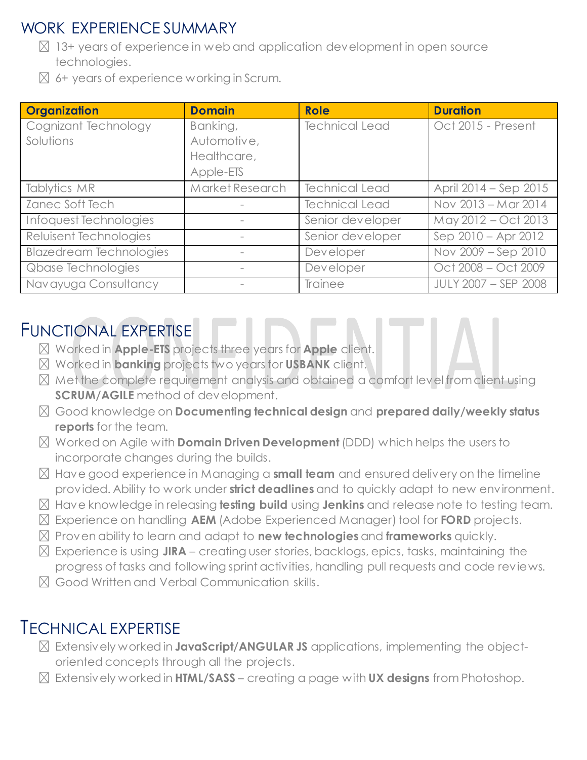## WORK EXPERIENCE SUMMARY

- 13+ years of experience in web and application development in open source technologies.
- 6+ years of experience working in Scrum.

| Organization | Domain | Role | Duration |
|---|---|---|---|
| Cognizant Technology Solutions | Banking, Automotive, Healthcare, Apple-ETS | Technical Lead | Oct 2015 - Present |
| Tablytics MR | Market Research | Technical Lead | April 2014 – Sep 2015 |
| Zanec Soft Tech | - | Technical Lead | Nov 2013 – Mar 2014 |
| Infoquest Technologies | - | Senior developer | May 2012 – Oct 2013 |
| Reluisent Technologies | - | Senior developer | Sep 2010 – Apr 2012 |
| Blazedream Technologies | - | Developer | Nov 2009 – Sep 2010 |
| Qbase Technologies | - | Developer | Oct 2008 – Oct 2009 |
| Navayuga Consultancy | - | Trainee | JULY 2007 – SEP 2008 |

## FUNCTIONAL EXPERTISE

- Worked in **Apple-ETS** projects three years for **Apple** client.
- Worked in **banking** projects two years for **USBANK** client.
- Met the complete requirement analysis and obtained a comfort level from client using **SCRUM/AGILE** method of development.
- Good knowledge on **Documenting technical design** and **prepared daily/weekly status reports** for the team.
- Worked on Agile with **Domain Driven Development** (DDD) which helps the users to incorporate changes during the builds.
- Have good experience in Managing a **small team** and ensured delivery on the timeline provided. Ability to work under **strict deadlines** and to quickly adapt to new environment.
- Have knowledge in releasing **testing build** using **Jenkins** and release note to testing team.
- Experience on handling **AEM** (Adobe Experienced Manager) tool for **FORD** projects.
- Proven ability to learn and adapt to **new technologies** and **frameworks** quickly.
- Experience is using **JIRA** – creating user stories, backlogs, epics, tasks, maintaining the progress of tasks and following sprint activities, handling pull requests and code reviews.
- Good Written and Verbal Communication skills.

## TECHNICAL EXPERTISE

- Extensively worked in **JavaScript/ANGULAR JS** applications, implementing the object-oriented concepts through all the projects.
- Extensively worked in **HTML/SASS** – creating a page with **UX designs** from Photoshop.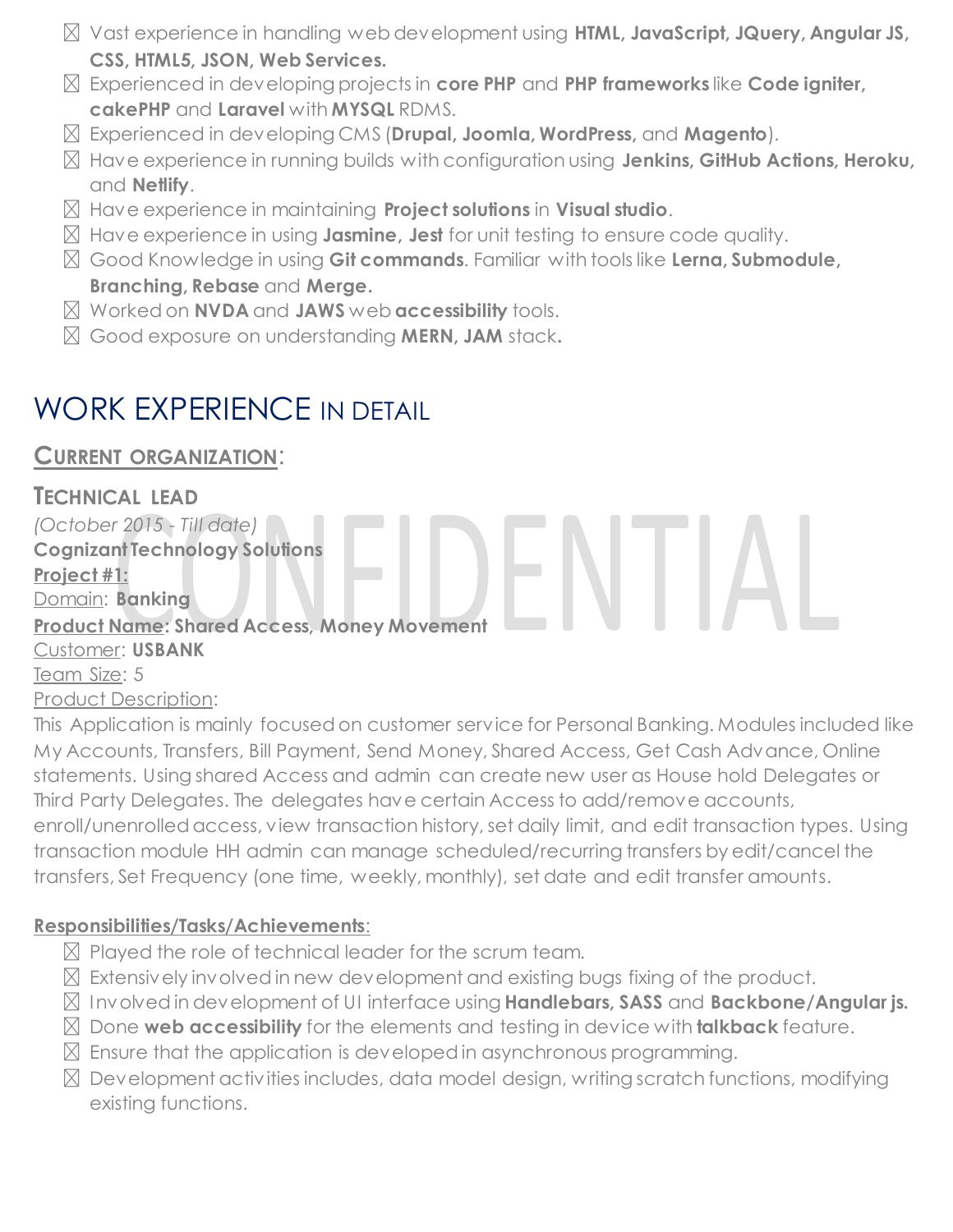- Vast experience in handling web development using **HTML, JavaScript, JQuery, Angular JS, CSS, HTML5, JSON, Web Services.**
- Experienced in developing projects in **core PHP** and **PHP frameworks** like **Code igniter, cakePHP** and **Laravel** with **MYSQL** RDMS.
- Experienced in developing CMS (**Drupal, Joomla, WordPress,** and **Magento**).
- Have experience in running builds with configuration using **Jenkins, GitHub Actions, Heroku,** and **Netlify**.
- Have experience in maintaining **Project solutions** in **Visual studio**.
- Have experience in using **Jasmine, Jest** for unit testing to ensure code quality.
- Good Knowledge in using **Git commands**. Familiar with tools like **Lerna, Submodule, Branching, Rebase** and **Merge.**
- Worked on **NVDA** and **JAWS** web **accessibility** tools.
- Good exposure on understanding **MERN, JAM** stack**.**

# WORK EXPERIENCE IN DETAIL

## CURRENT ORGANIZATION:

### TECHNICAL LEAD

*(October 2015 - Till date)*

**Cognizant Technology Solutions**

**Project #1:**

Domain: **Banking**

**Product Name: Shared Access, Money Movement**

Customer: **USBANK**

Team Size: 5

Product Description:

This Application is mainly focused on customer service for Personal Banking. Modules included like My Accounts, Transfers, Bill Payment, Send Money, Shared Access, Get Cash Advance, Online statements. Using shared Access and admin can create new user as House hold Delegates or Third Party Delegates. The delegates have certain Access to add/remove accounts, enroll/unenrolled access, view transaction history, set daily limit, and edit transaction types. Using transaction module HH admin can manage scheduled/recurring transfers by edit/cancel the transfers, Set Frequency (one time, weekly, monthly), set date and edit transfer amounts.

**Responsibilities/Tasks/Achievements**:

- Played the role of technical leader for the scrum team.
- Extensively involved in new development and existing bugs fixing of the product.
- Involved in development of UI interface using **Handlebars, SASS** and **Backbone/Angular js.**
- Done **web accessibility** for the elements and testing in device with **talkback** feature.
- Ensure that the application is developed in asynchronous programming.
- Development activities includes, data model design, writing scratch functions, modifying existing functions.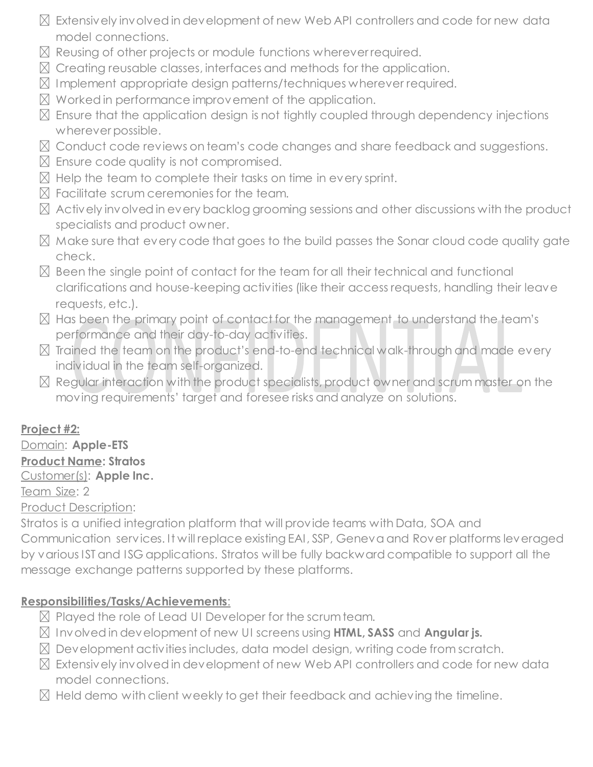- Extensively involved in development of new Web API controllers and code for new data model connections.
- Reusing of other projects or module functions wherever required.
- Creating reusable classes, interfaces and methods for the application.
- Implement appropriate design patterns/techniques wherever required.
- Worked in performance improvement of the application.
- Ensure that the application design is not tightly coupled through dependency injections wherever possible.
- Conduct code reviews on team's code changes and share feedback and suggestions.
- Ensure code quality is not compromised.
- Help the team to complete their tasks on time in every sprint.
- Facilitate scrum ceremonies for the team.
- Actively involved in every backlog grooming sessions and other discussions with the product specialists and product owner.
- Make sure that every code that goes to the build passes the Sonar cloud code quality gate check.
- Been the single point of contact for the team for all their technical and functional clarifications and house-keeping activities (like their access requests, handling their leave requests, etc.).
- Has been the primary point of contact for the management to understand the team's performance and their day-to-day activities.
- Trained the team on the product's end-to-end technical walk-through and made every individual in the team self-organized.
- Regular interaction with the product specialists, product owner and scrum master on the moving requirements' target and foresee risks and analyze on solutions.

**Project #2:**

Domain: **Apple-ETS**

**Product Name: Stratos**

Customer(s): **Apple Inc.**

Team Size: 2

Product Description:

Stratos is a unified integration platform that will provide teams with Data, SOA and Communication services. It will replace existing EAI, SSP, Geneva and Rover platforms leveraged by various IST and ISG applications. Stratos will be fully backward compatible to support all the message exchange patterns supported by these platforms.

**Responsibilities/Tasks/Achievements**:

- Played the role of Lead UI Developer for the scrum team.
- Involved in development of new UI screens using **HTML, SASS** and **Angular js.**
- Development activities includes, data model design, writing code from scratch.
- Extensively involved in development of new Web API controllers and code for new data model connections.
- Held demo with client weekly to get their feedback and achieving the timeline.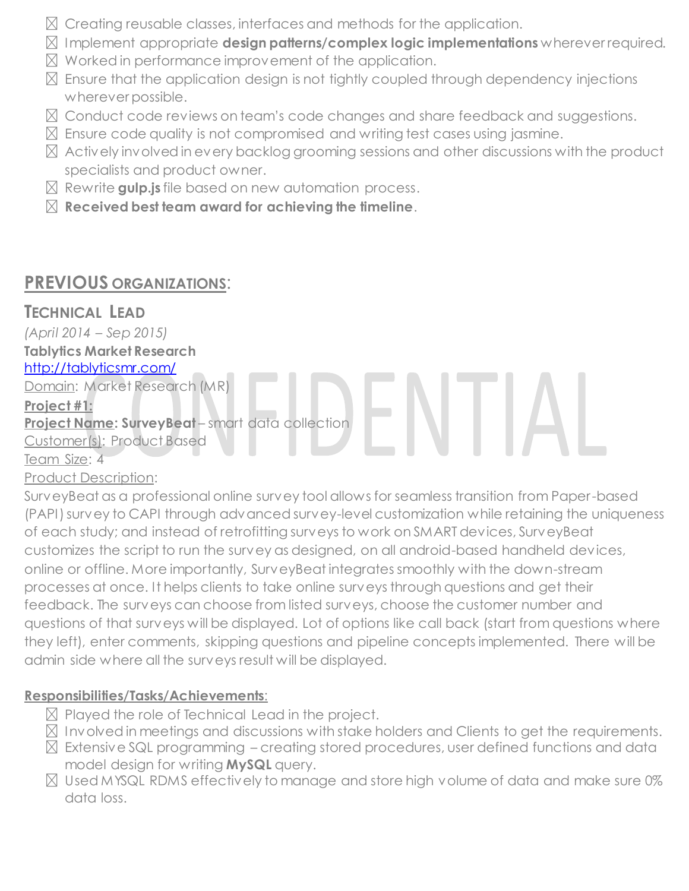- Creating reusable classes, interfaces and methods for the application.
- Implement appropriate **design patterns/complex logic implementations** wherever required.
- Worked in performance improvement of the application.
- Ensure that the application design is not tightly coupled through dependency injections wherever possible.
- Conduct code reviews on team's code changes and share feedback and suggestions.
- Ensure code quality is not compromised and writing test cases using jasmine.
- Actively involved in every backlog grooming sessions and other discussions with the product specialists and product owner.
- Rewrite **gulp.js** file based on new automation process.
- **Received best team award for achieving the timeline**.

## PREVIOUS ORGANIZATIONS:

### TECHNICAL LEAD

*(April 2014 – Sep 2015)*

**Tablytics Market Research**

http://tablyticsmr.com/

Domain: Market Research (MR)

**Project #1:**

**Project Name: SurveyBeat** – smart data collection

Customer(s): Product Based

Team Size: 4

Product Description:

SurveyBeat as a professional online survey tool allows for seamless transition from Paper-based (PAPI) survey to CAPI through advanced survey-level customization while retaining the uniqueness of each study; and instead of retrofitting surveys to work on SMART devices, SurveyBeat customizes the script to run the survey as designed, on all android-based handheld devices, online or offline. More importantly, SurveyBeat integrates smoothly with the down-stream processes at once. It helps clients to take online surveys through questions and get their feedback. The surveys can choose from listed surveys, choose the customer number and questions of that surveys will be displayed. Lot of options like call back (start from questions where they left), enter comments, skipping questions and pipeline concepts implemented. There will be admin side where all the surveys result will be displayed.

**Responsibilities/Tasks/Achievements:**

- Played the role of Technical Lead in the project.
- Involved in meetings and discussions with stake holders and Clients to get the requirements.
- Extensive SQL programming – creating stored procedures, user defined functions and data model design for writing **MySQL** query.
- Used MYSQL RDMS effectively to manage and store high volume of data and make sure 0% data loss.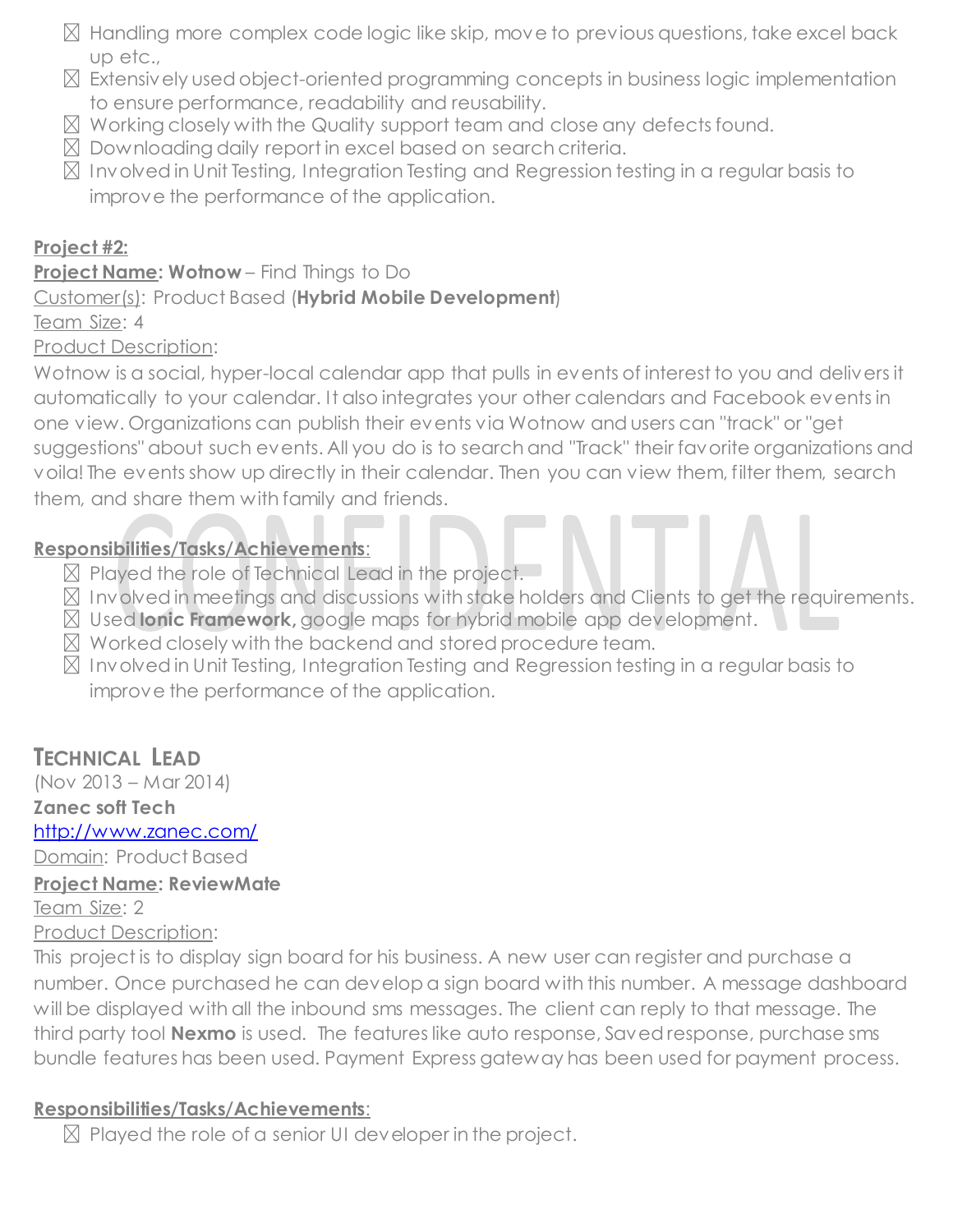- Handling more complex code logic like skip, move to previous questions, take excel back up etc.,
- Extensively used object-oriented programming concepts in business logic implementation to ensure performance, readability and reusability.
- Working closely with the Quality support team and close any defects found.
- Downloading daily report in excel based on search criteria.
- Involved in Unit Testing, Integration Testing and Regression testing in a regular basis to improve the performance of the application.

**Project #2:**
**Project Name: Wotnow** – Find Things to Do
Customer(s): Product Based (**Hybrid Mobile Development**)
Team Size: 4
Product Description:
Wotnow is a social, hyper-local calendar app that pulls in events of interest to you and delivers it automatically to your calendar. It also integrates your other calendars and Facebook events in one view. Organizations can publish their events via Wotnow and users can "track" or "get suggestions" about such events. All you do is to search and "Track" their favorite organizations and voila! The events show up directly in their calendar. Then you can view them, filter them, search them, and share them with family and friends.

**Responsibilities/Tasks/Achievements**:
- Played the role of Technical Lead in the project.
- Involved in meetings and discussions with stake holders and Clients to get the requirements.
- Used **Ionic Framework,** google maps for hybrid mobile app development.
- Worked closely with the backend and stored procedure team.
- Involved in Unit Testing, Integration Testing and Regression testing in a regular basis to improve the performance of the application.

## TECHNICAL LEAD

(Nov 2013 – Mar 2014)
**Zanec soft Tech**
http://www.zanec.com/
Domain: Product Based
**Project Name: ReviewMate**
Team Size: 2
Product Description:
This project is to display sign board for his business. A new user can register and purchase a number. Once purchased he can develop a sign board with this number. A message dashboard will be displayed with all the inbound sms messages. The client can reply to that message. The third party tool **Nexmo** is used. The features like auto response, Saved response, purchase sms bundle features has been used. Payment Express gateway has been used for payment process.

**Responsibilities/Tasks/Achievements**:
- Played the role of a senior UI developer in the project.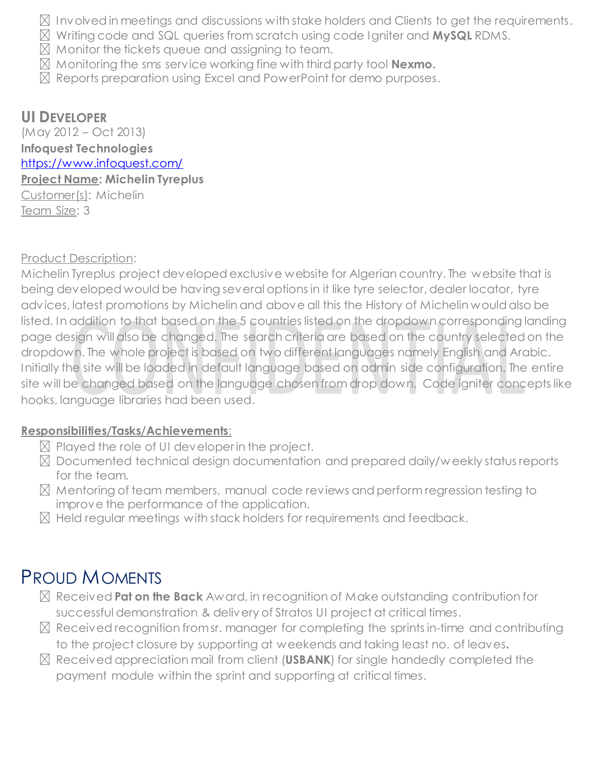- Involved in meetings and discussions with stake holders and Clients to get the requirements.
- Writing code and SQL queries from scratch using code Igniter and **MySQL** RDMS.
- Monitor the tickets queue and assigning to team.
- Monitoring the sms service working fine with third party tool **Nexmo.**
- Reports preparation using Excel and PowerPoint for demo purposes.

### UI DEVELOPER

(May 2012 – Oct 2013)
**Infoquest Technologies**
https://www.infoquest.com/
**Project Name: Michelin Tyreplus**
Customer(s): Michelin
Team Size: 3

Product Description:
Michelin Tyreplus project developed exclusive website for Algerian country. The website that is being developed would be having several options in it like tyre selector, dealer locator, tyre advices, latest promotions by Michelin and above all this the History of Michelin would also be listed. In addition to that based on the 5 countries listed on the dropdown corresponding landing page design will also be changed. The search criteria are based on the country selected on the dropdown. The whole project is based on two different languages namely English and Arabic. Initially the site will be loaded in default language based on admin side configuration. The entire site will be changed based on the language chosen from drop down. Code igniter concepts like hooks, language libraries had been used.

**Responsibilities/Tasks/Achievements**:

- Played the role of UI developer in the project.
- Documented technical design documentation and prepared daily/weekly status reports for the team.
- Mentoring of team members, manual code reviews and perform regression testing to improve the performance of the application.
- Held regular meetings with stack holders for requirements and feedback.

## PROUD MOMENTS

- Received **Pat on the Back** Award, in recognition of Make outstanding contribution for successful demonstration & delivery of Stratos UI project at critical times.
- Received recognition from sr. manager for completing the sprints in-time and contributing to the project closure by supporting at weekends and taking least no. of leaves.
- Received appreciation mail from client (**USBANK**) for single handedly completed the payment module within the sprint and supporting at critical times.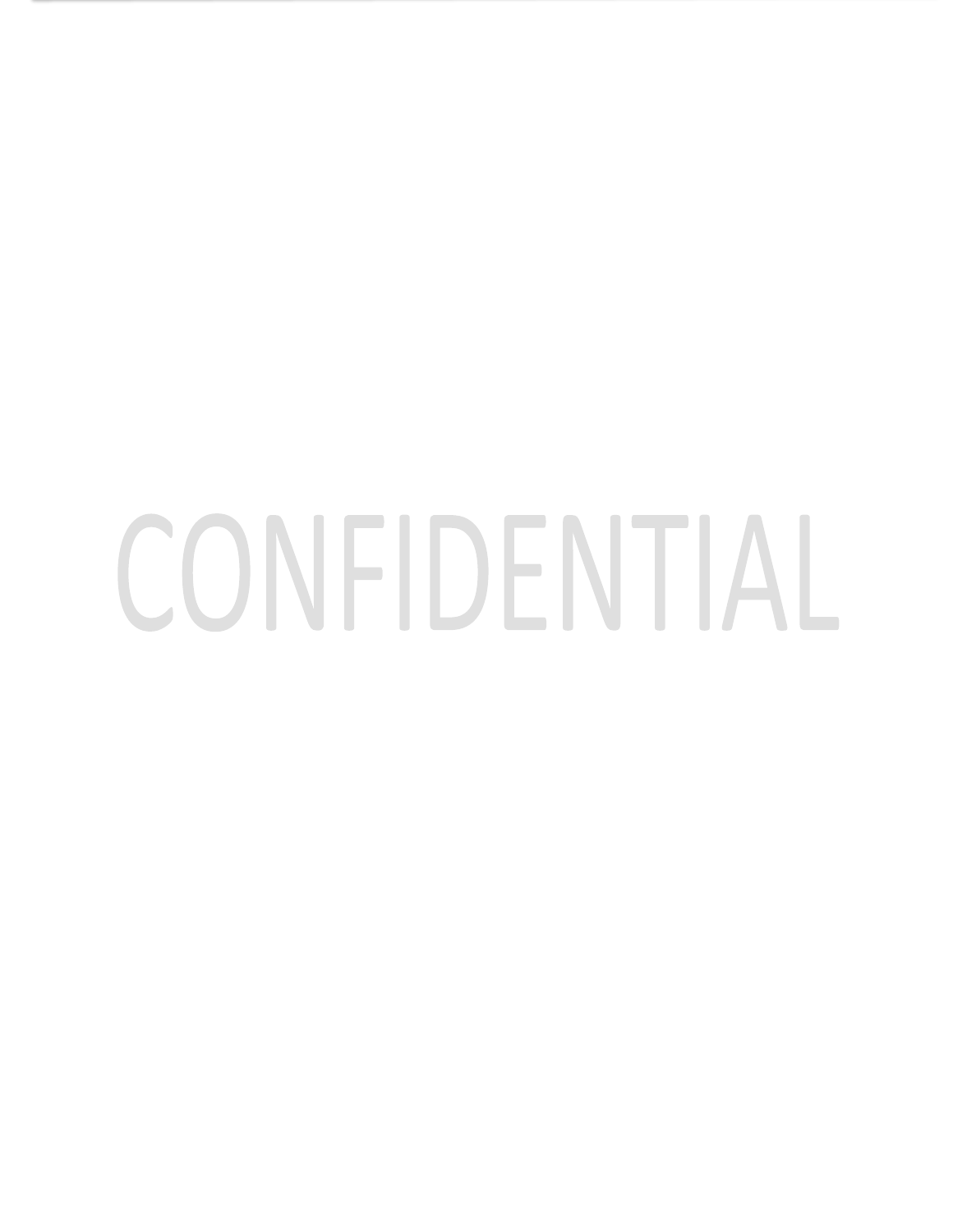CONFIDENTIAL